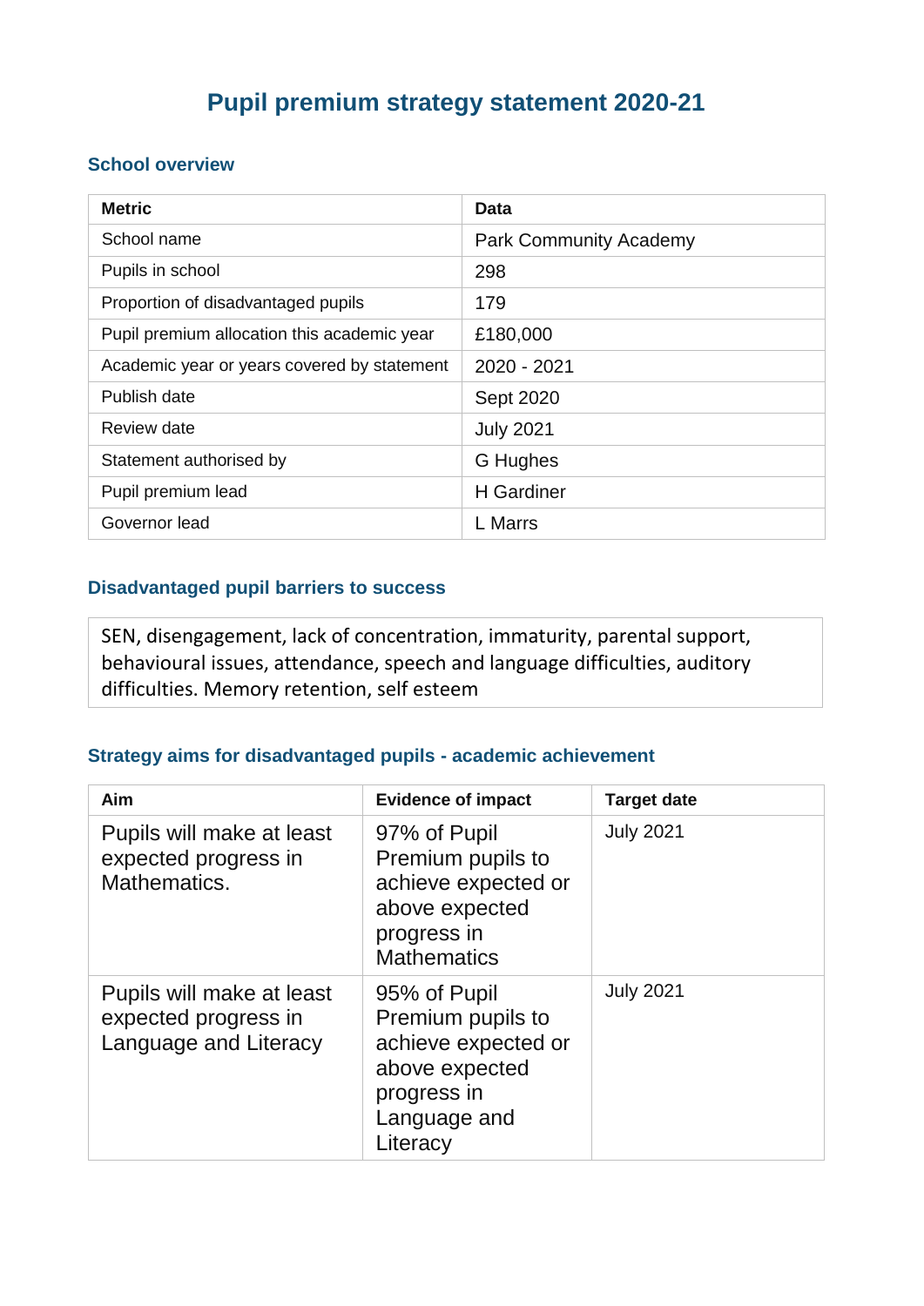# Pupil premium strategy statement 2020-21

## School overview

| Metric | Data |
|---|---|
| School name | Park Community Academy |
| Pupils in school | 298 |
| Proportion of disadvantaged pupils | 179 |
| Pupil premium allocation this academic year | £180,000 |
| Academic year or years covered by statement | 2020 - 2021 |
| Publish date | Sept 2020 |
| Review date | July 2021 |
| Statement authorised by | G Hughes |
| Pupil premium lead | H Gardiner |
| Governor lead | L Marrs |

## Disadvantaged pupil barriers to success

| SEN, disengagement, lack of concentration, immaturity, parental support, behavioural issues, attendance, speech and language difficulties, auditory difficulties. Memory retention, self esteem |
|---|

## Strategy aims for disadvantaged pupils - academic achievement

| Aim | Evidence of impact | Target date |
|---|---|---|
| Pupils will make at least expected progress in Mathematics. | 97% of Pupil Premium pupils to achieve expected or above expected progress in Mathematics | July 2021 |
| Pupils will make at least expected progress in Language and Literacy | 95% of Pupil Premium pupils to achieve expected or above expected progress in Language and Literacy | July 2021 |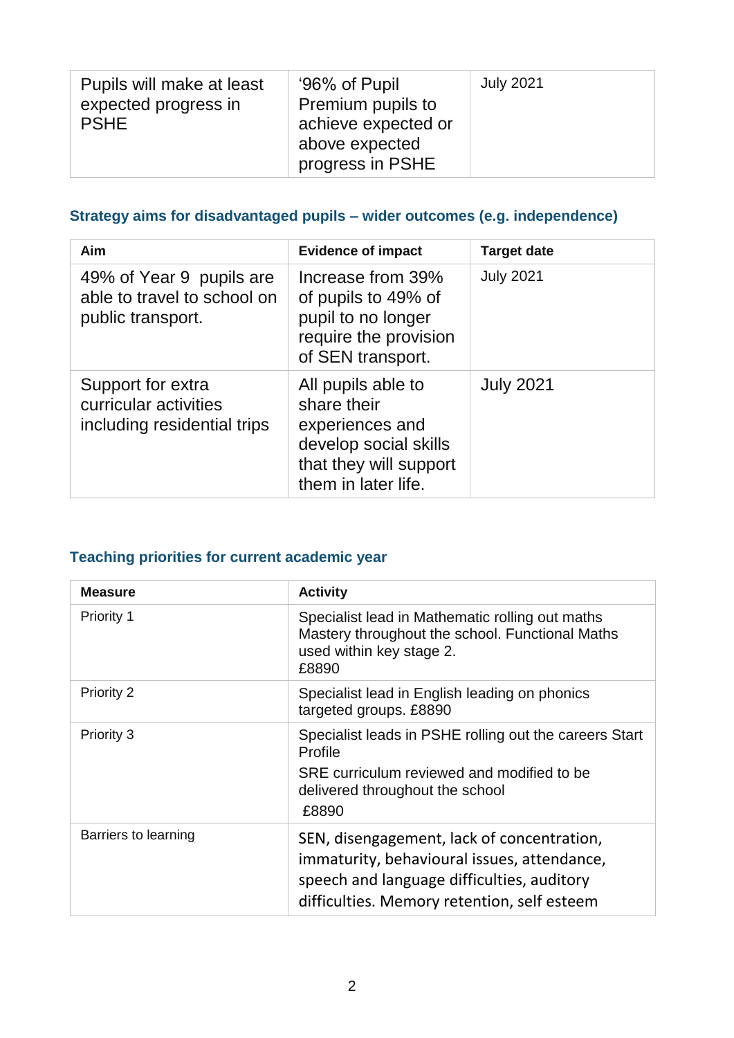| | | |
|---|---|---|
| Pupils will make at least expected progress in PSHE | '96% of Pupil Premium pupils to achieve expected or above expected progress in PSHE | July 2021 |

### Strategy aims for disadvantaged pupils – wider outcomes (e.g. independence)

| Aim | Evidence of impact | Target date |
|---|---|---|
| 49% of Year 9 pupils are able to travel to school on public transport. | Increase from 39% of pupils to 49% of pupil to no longer require the provision of SEN transport. | July 2021 |
| Support for extra curricular activities including residential trips | All pupils able to share their experiences and develop social skills that they will support them in later life. | July 2021 |

### Teaching priorities for current academic year

| Measure | Activity |
|---|---|
| Priority 1 | Specialist lead in Mathematic rolling out maths Mastery throughout the school. Functional Maths used within key stage 2. £8890 |
| Priority 2 | Specialist lead in English leading on phonics targeted groups. £8890 |
| Priority 3 | Specialist leads in PSHE rolling out the careers Start Profile<br>SRE curriculum reviewed and modified to be delivered throughout the school<br>£8890 |
| Barriers to learning | SEN, disengagement, lack of concentration, immaturity, behavioural issues, attendance, speech and language difficulties, auditory difficulties. Memory retention, self esteem |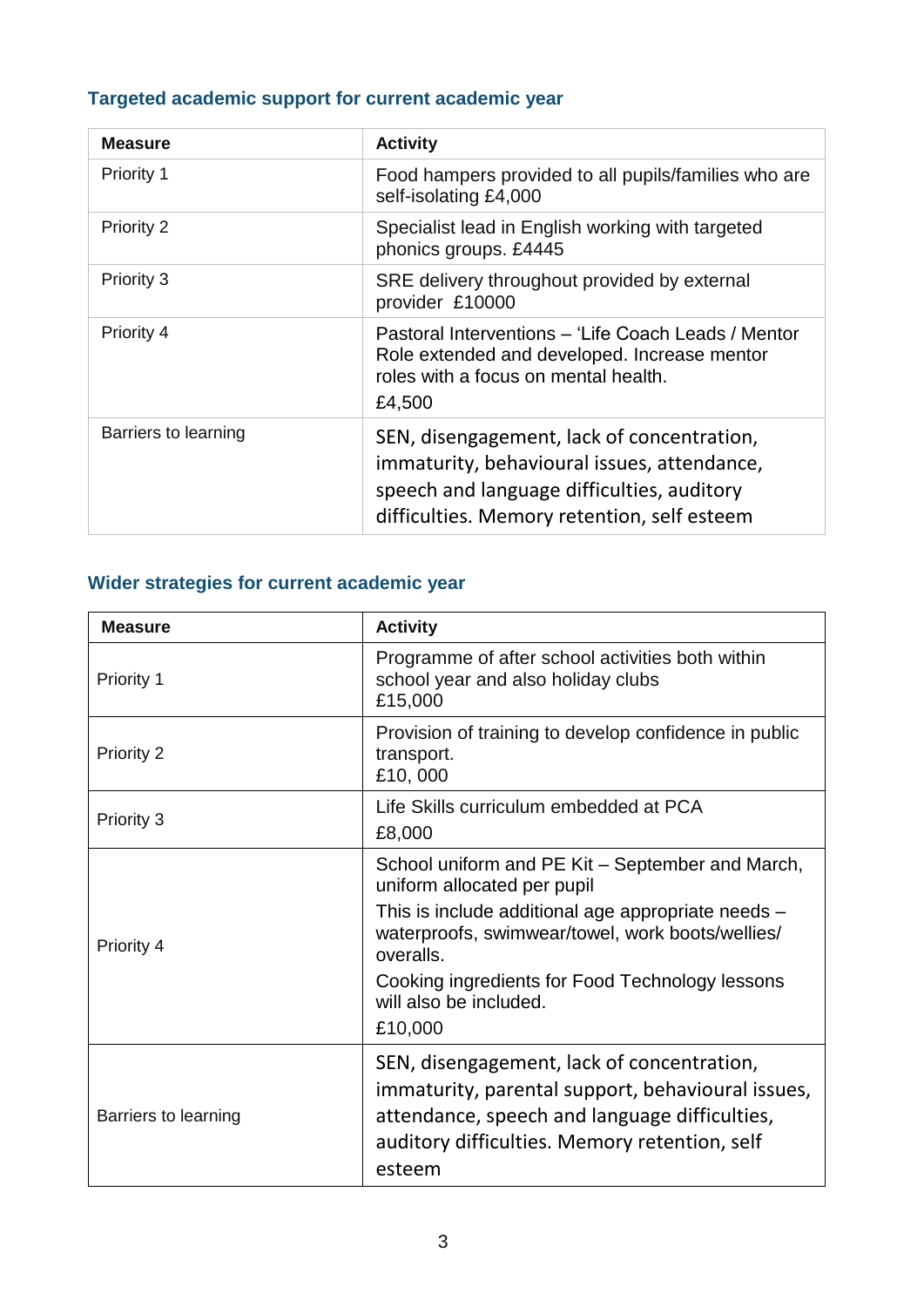### Targeted academic support for current academic year

| Measure | Activity |
|---|---|
| Priority 1 | Food hampers provided to all pupils/families who are self-isolating £4,000 |
| Priority 2 | Specialist lead in English working with targeted phonics groups. £4445 |
| Priority 3 | SRE delivery throughout provided by external provider £10000 |
| Priority 4 | Pastoral Interventions – 'Life Coach Leads / Mentor Role extended and developed. Increase mentor roles with a focus on mental health.<br>£4,500 |
| Barriers to learning | SEN, disengagement, lack of concentration, immaturity, behavioural issues, attendance, speech and language difficulties, auditory difficulties. Memory retention, self esteem |

### Wider strategies for current academic year

| Measure | Activity |
|---|---|
| Priority 1 | Programme of after school activities both within school year and also holiday clubs<br>£15,000 |
| Priority 2 | Provision of training to develop confidence in public transport.<br>£10, 000 |
| Priority 3 | Life Skills curriculum embedded at PCA<br>£8,000 |
| Priority 4 | School uniform and PE Kit – September and March, uniform allocated per pupil<br>This is include additional age appropriate needs – waterproofs, swimwear/towel, work boots/wellies/ overalls.<br>Cooking ingredients for Food Technology lessons will also be included.<br>£10,000 |
| Barriers to learning | SEN, disengagement, lack of concentration, immaturity, parental support, behavioural issues, attendance, speech and language difficulties, auditory difficulties. Memory retention, self esteem |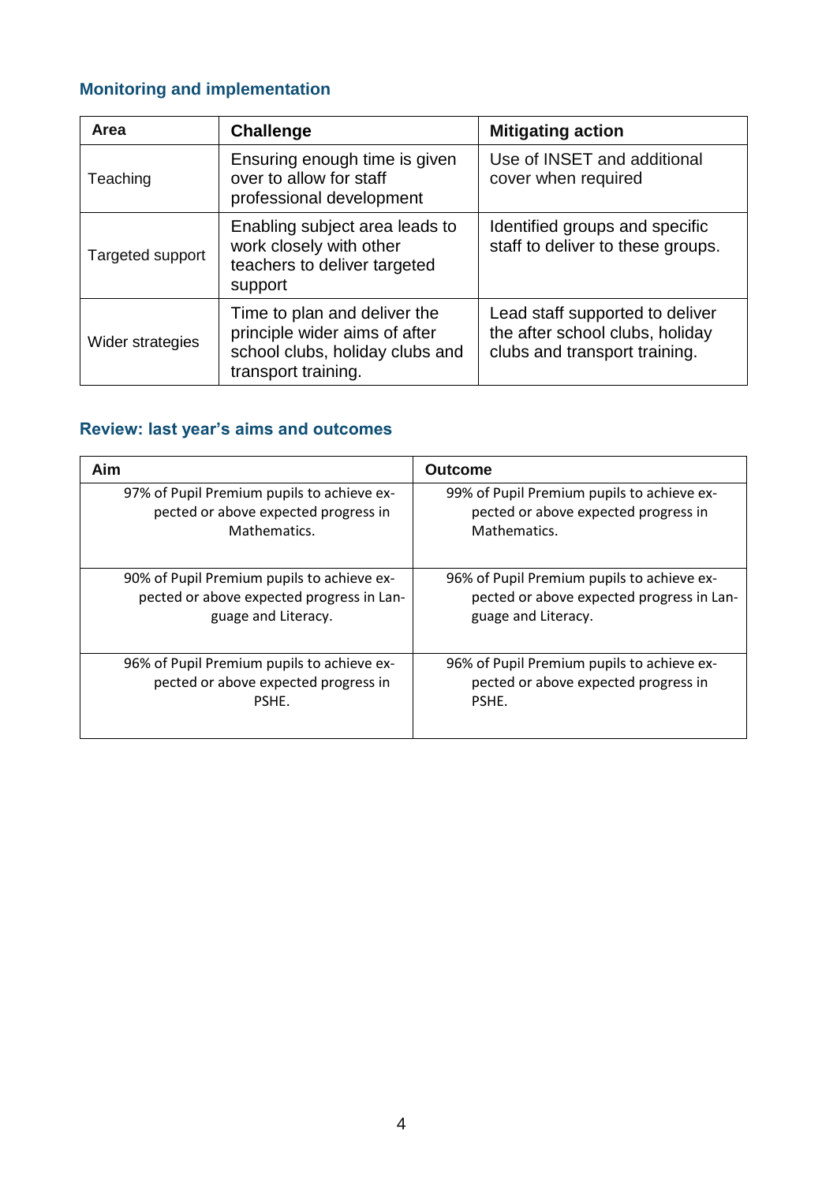## Monitoring and implementation

| Area | Challenge | Mitigating action |
|---|---|---|
| Teaching | Ensuring enough time is given over to allow for staff professional development | Use of INSET and additional cover when required |
| Targeted support | Enabling subject area leads to work closely with other teachers to deliver targeted support | Identified groups and specific staff to deliver to these groups. |
| Wider strategies | Time to plan and deliver the principle wider aims of after school clubs, holiday clubs and transport training. | Lead staff supported to deliver the after school clubs, holiday clubs and transport training. |

## Review: last year's aims and outcomes

| Aim | Outcome |
|---|---|
| 97% of Pupil Premium pupils to achieve expected or above expected progress in Mathematics. | 99% of Pupil Premium pupils to achieve expected or above expected progress in Mathematics. |
| 90% of Pupil Premium pupils to achieve expected or above expected progress in Language and Literacy. | 96% of Pupil Premium pupils to achieve expected or above expected progress in Language and Literacy. |
| 96% of Pupil Premium pupils to achieve expected or above expected progress in PSHE. | 96% of Pupil Premium pupils to achieve expected or above expected progress in PSHE. |